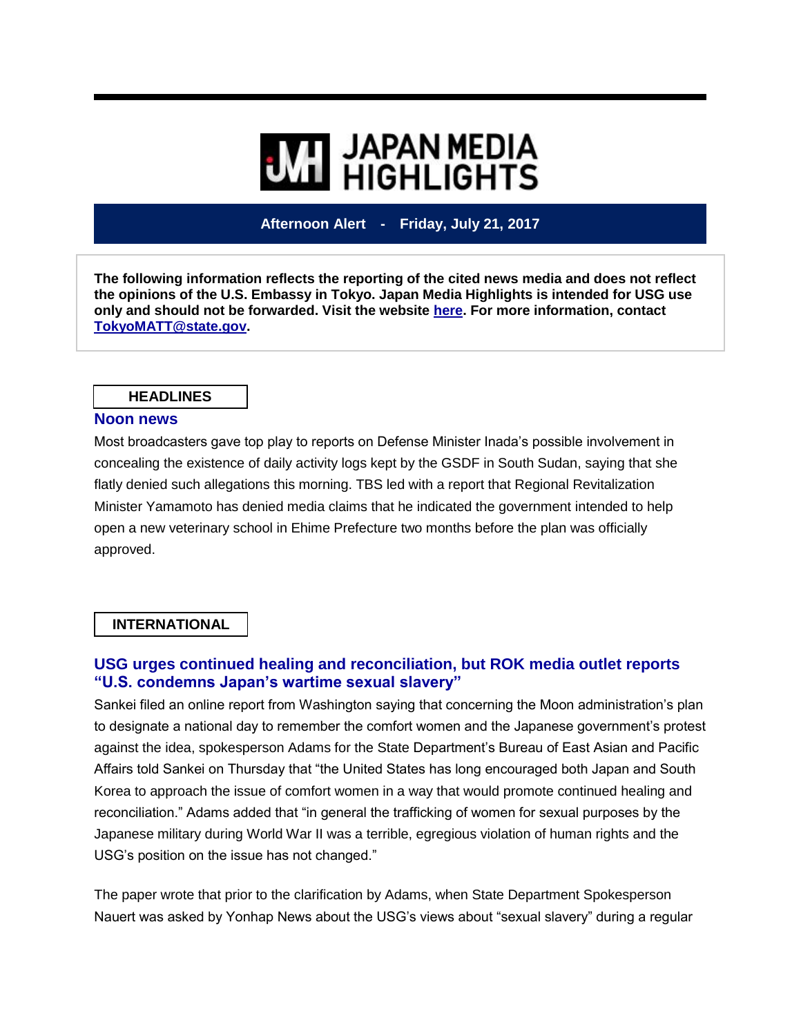# JAPAN MEDIA HIGHLIGHTS

**Afternoon Alert - Friday, July 21, 2017**

**The following information reflects the reporting of the cited news media and does not reflect the opinions of the U.S. Embassy in Tokyo. Japan Media Highlights is intended for USG use only and should not be forwarded. Visit the website here. For more information, contact TokyoMATT@state.gov.**

## HEADLINES

### Noon news

Most broadcasters gave top play to reports on Defense Minister Inada's possible involvement in concealing the existence of daily activity logs kept by the GSDF in South Sudan, saying that she flatly denied such allegations this morning. TBS led with a report that Regional Revitalization Minister Yamamoto has denied media claims that he indicated the government intended to help open a new veterinary school in Ehime Prefecture two months before the plan was officially approved.

## INTERNATIONAL

### USG urges continued healing and reconciliation, but ROK media outlet reports "U.S. condemns Japan's wartime sexual slavery"

Sankei filed an online report from Washington saying that concerning the Moon administration's plan to designate a national day to remember the comfort women and the Japanese government's protest against the idea, spokesperson Adams for the State Department's Bureau of East Asian and Pacific Affairs told Sankei on Thursday that "the United States has long encouraged both Japan and South Korea to approach the issue of comfort women in a way that would promote continued healing and reconciliation." Adams added that "in general the trafficking of women for sexual purposes by the Japanese military during World War II was a terrible, egregious violation of human rights and the USG's position on the issue has not changed."

The paper wrote that prior to the clarification by Adams, when State Department Spokesperson Nauert was asked by Yonhap News about the USG's views about "sexual slavery" during a regular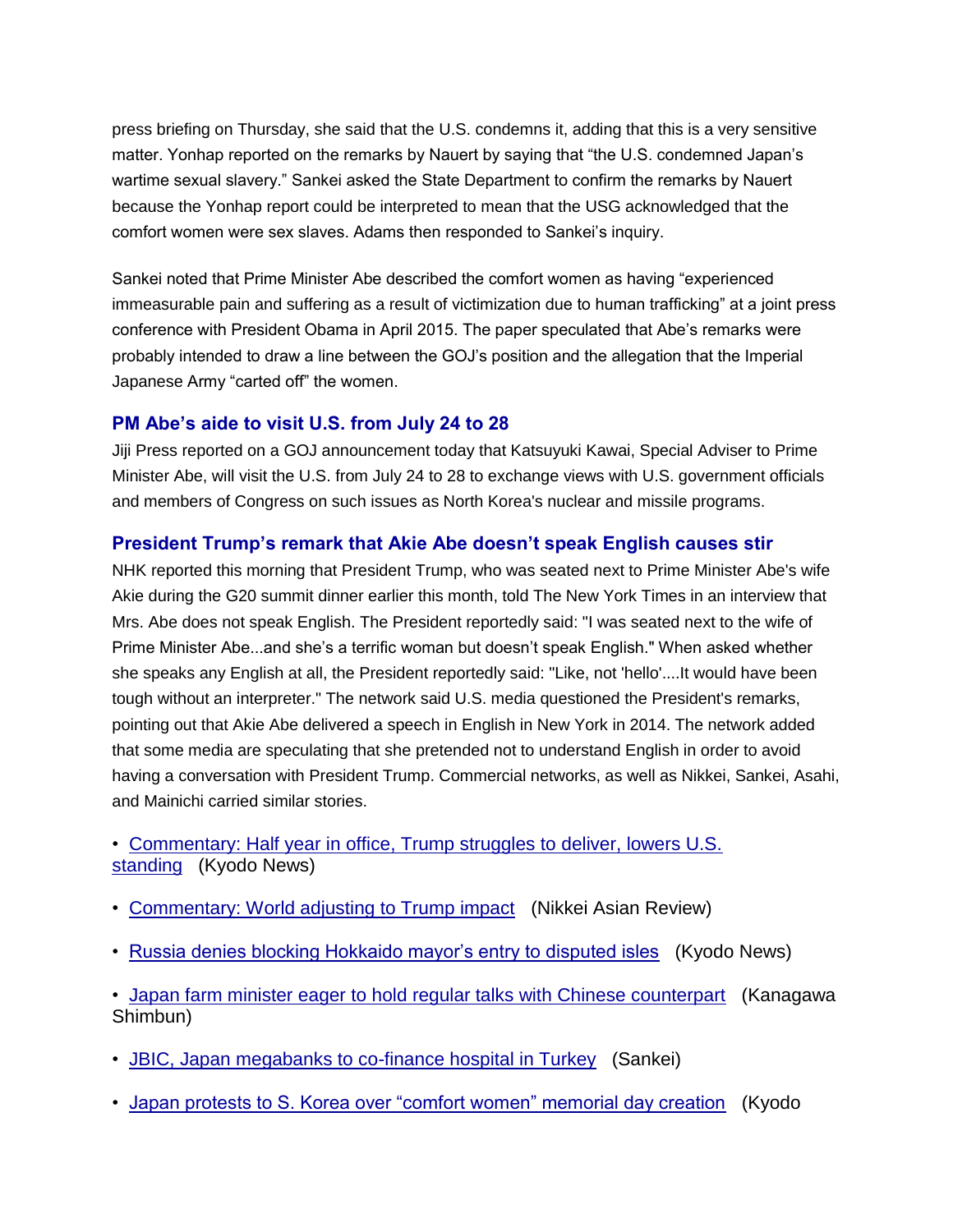press briefing on Thursday, she said that the U.S. condemns it, adding that this is a very sensitive matter. Yonhap reported on the remarks by Nauert by saying that "the U.S. condemned Japan's wartime sexual slavery." Sankei asked the State Department to confirm the remarks by Nauert because the Yonhap report could be interpreted to mean that the USG acknowledged that the comfort women were sex slaves. Adams then responded to Sankei's inquiry.

Sankei noted that Prime Minister Abe described the comfort women as having "experienced immeasurable pain and suffering as a result of victimization due to human trafficking" at a joint press conference with President Obama in April 2015. The paper speculated that Abe's remarks were probably intended to draw a line between the GOJ's position and the allegation that the Imperial Japanese Army "carted off" the women.

### PM Abe's aide to visit U.S. from July 24 to 28

Jiji Press reported on a GOJ announcement today that Katsuyuki Kawai, Special Adviser to Prime Minister Abe, will visit the U.S. from July 24 to 28 to exchange views with U.S. government officials and members of Congress on such issues as North Korea's nuclear and missile programs.

### President Trump's remark that Akie Abe doesn't speak English causes stir

NHK reported this morning that President Trump, who was seated next to Prime Minister Abe's wife Akie during the G20 summit dinner earlier this month, told The New York Times in an interview that Mrs. Abe does not speak English. The President reportedly said: "I was seated next to the wife of Prime Minister Abe...and she's a terrific woman but doesn't speak English." When asked whether she speaks any English at all, the President reportedly said: "Like, not 'hello'....It would have been tough without an interpreter." The network said U.S. media questioned the President's remarks, pointing out that Akie Abe delivered a speech in English in New York in 2014. The network added that some media are speculating that she pretended not to understand English in order to avoid having a conversation with President Trump. Commercial networks, as well as Nikkei, Sankei, Asahi, and Mainichi carried similar stories.

- Commentary: Half year in office, Trump struggles to deliver, lowers U.S. standing (Kyodo News)
- Commentary: World adjusting to Trump impact (Nikkei Asian Review)
- Russia denies blocking Hokkaido mayor's entry to disputed isles (Kyodo News)
- Japan farm minister eager to hold regular talks with Chinese counterpart (Kanagawa Shimbun)
- JBIC, Japan megabanks to co-finance hospital in Turkey (Sankei)
- Japan protests to S. Korea over "comfort women" memorial day creation (Kyodo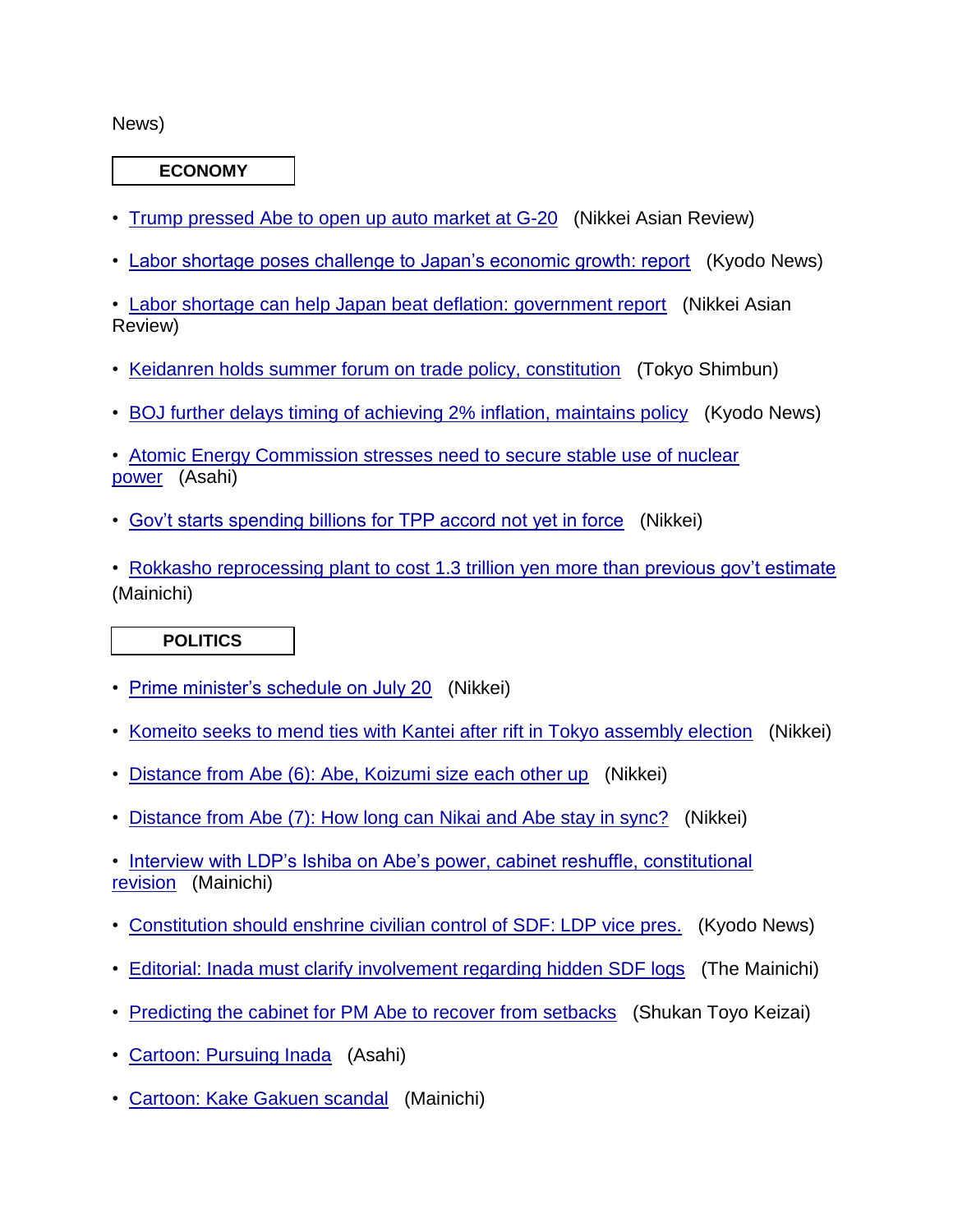News)

## ECONOMY

- Trump pressed Abe to open up auto market at G-20 (Nikkei Asian Review)

- Labor shortage poses challenge to Japan's economic growth: report (Kyodo News)

- Labor shortage can help Japan beat deflation: government report (Nikkei Asian Review)

- Keidanren holds summer forum on trade policy, constitution (Tokyo Shimbun)

- BOJ further delays timing of achieving 2% inflation, maintains policy (Kyodo News)

- Atomic Energy Commission stresses need to secure stable use of nuclear power (Asahi)

- Gov't starts spending billions for TPP accord not yet in force (Nikkei)

- Rokkasho reprocessing plant to cost 1.3 trillion yen more than previous gov't estimate (Mainichi)

## POLITICS

- Prime minister's schedule on July 20 (Nikkei)

- Komeito seeks to mend ties with Kantei after rift in Tokyo assembly election (Nikkei)

- Distance from Abe (6): Abe, Koizumi size each other up (Nikkei)

- Distance from Abe (7): How long can Nikai and Abe stay in sync? (Nikkei)

- Interview with LDP's Ishiba on Abe's power, cabinet reshuffle, constitutional revision (Mainichi)

- Constitution should enshrine civilian control of SDF: LDP vice pres. (Kyodo News)

- Editorial: Inada must clarify involvement regarding hidden SDF logs (The Mainichi)

- Predicting the cabinet for PM Abe to recover from setbacks (Shukan Toyo Keizai)

- Cartoon: Pursuing Inada (Asahi)

- Cartoon: Kake Gakuen scandal (Mainichi)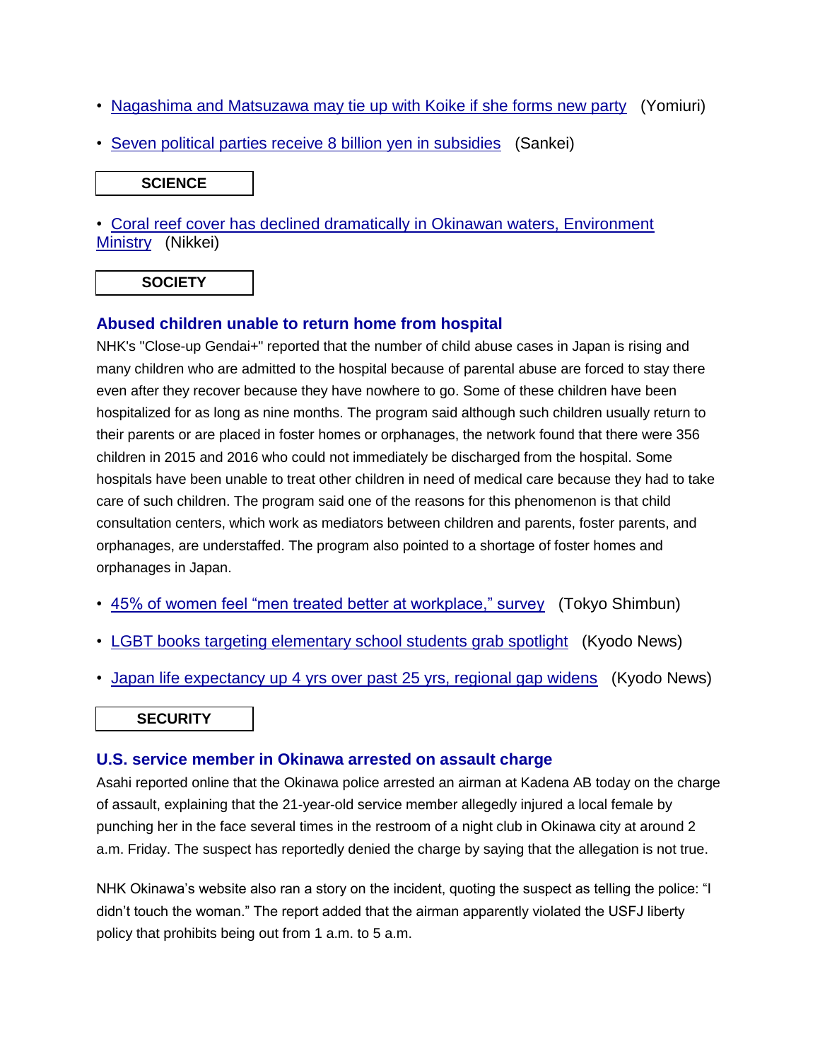- Nagashima and Matsuzawa may tie up with Koike if she forms new party (Yomiuri)
- Seven political parties receive 8 billion yen in subsidies (Sankei)

**SCIENCE**

- Coral reef cover has declined dramatically in Okinawan waters, Environment Ministry (Nikkei)

**SOCIETY**

### Abused children unable to return home from hospital

NHK's "Close-up Gendai+" reported that the number of child abuse cases in Japan is rising and many children who are admitted to the hospital because of parental abuse are forced to stay there even after they recover because they have nowhere to go. Some of these children have been hospitalized for as long as nine months. The program said although such children usually return to their parents or are placed in foster homes or orphanages, the network found that there were 356 children in 2015 and 2016 who could not immediately be discharged from the hospital. Some hospitals have been unable to treat other children in need of medical care because they had to take care of such children. The program said one of the reasons for this phenomenon is that child consultation centers, which work as mediators between children and parents, foster parents, and orphanages, are understaffed. The program also pointed to a shortage of foster homes and orphanages in Japan.

- 45% of women feel "men treated better at workplace," survey (Tokyo Shimbun)
- LGBT books targeting elementary school students grab spotlight (Kyodo News)
- Japan life expectancy up 4 yrs over past 25 yrs, regional gap widens (Kyodo News)

**SECURITY**

### U.S. service member in Okinawa arrested on assault charge

Asahi reported online that the Okinawa police arrested an airman at Kadena AB today on the charge of assault, explaining that the 21-year-old service member allegedly injured a local female by punching her in the face several times in the restroom of a night club in Okinawa city at around 2 a.m. Friday. The suspect has reportedly denied the charge by saying that the allegation is not true.

NHK Okinawa's website also ran a story on the incident, quoting the suspect as telling the police: "I didn't touch the woman." The report added that the airman apparently violated the USFJ liberty policy that prohibits being out from 1 a.m. to 5 a.m.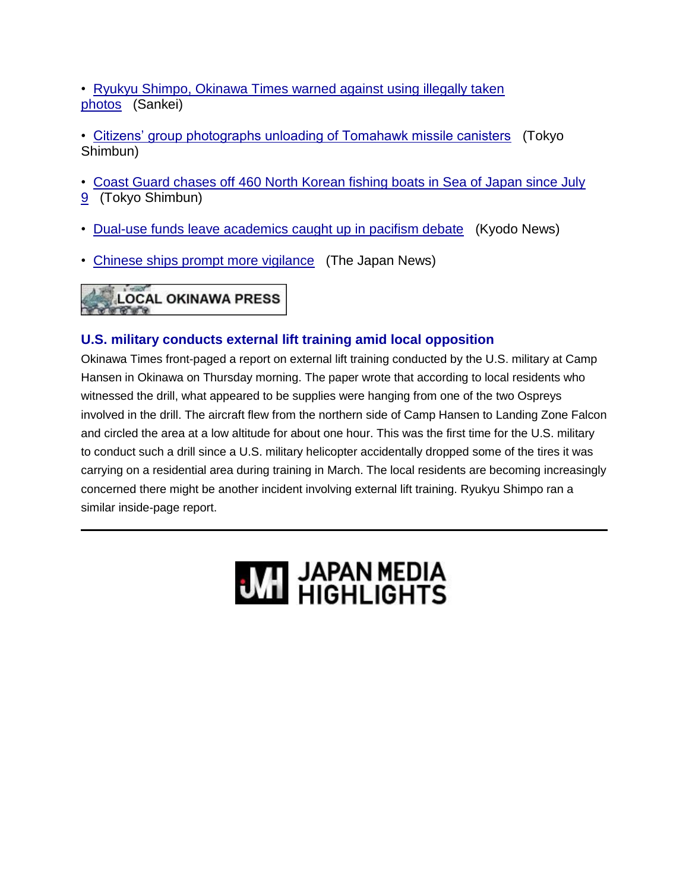- Ryukyu Shimpo, Okinawa Times warned against using illegally taken photos (Sankei)

- Citizens' group photographs unloading of Tomahawk missile canisters (Tokyo Shimbun)

- Coast Guard chases off 460 North Korean fishing boats in Sea of Japan since July 9 (Tokyo Shimbun)

- Dual-use funds leave academics caught up in pacifism debate (Kyodo News)

- Chinese ships prompt more vigilance (The Japan News)

LOCAL OKINAWA PRESS

### U.S. military conducts external lift training amid local opposition

Okinawa Times front-paged a report on external lift training conducted by the U.S. military at Camp Hansen in Okinawa on Thursday morning. The paper wrote that according to local residents who witnessed the drill, what appeared to be supplies were hanging from one of the two Ospreys involved in the drill. The aircraft flew from the northern side of Camp Hansen to Landing Zone Falcon and circled the area at a low altitude for about one hour. This was the first time for the U.S. military to conduct such a drill since a U.S. military helicopter accidentally dropped some of the tires it was carrying on a residential area during training in March. The local residents are becoming increasingly concerned there might be another incident involving external lift training. Ryukyu Shimpo ran a similar inside-page report.

---

JAPAN MEDIA HIGHLIGHTS